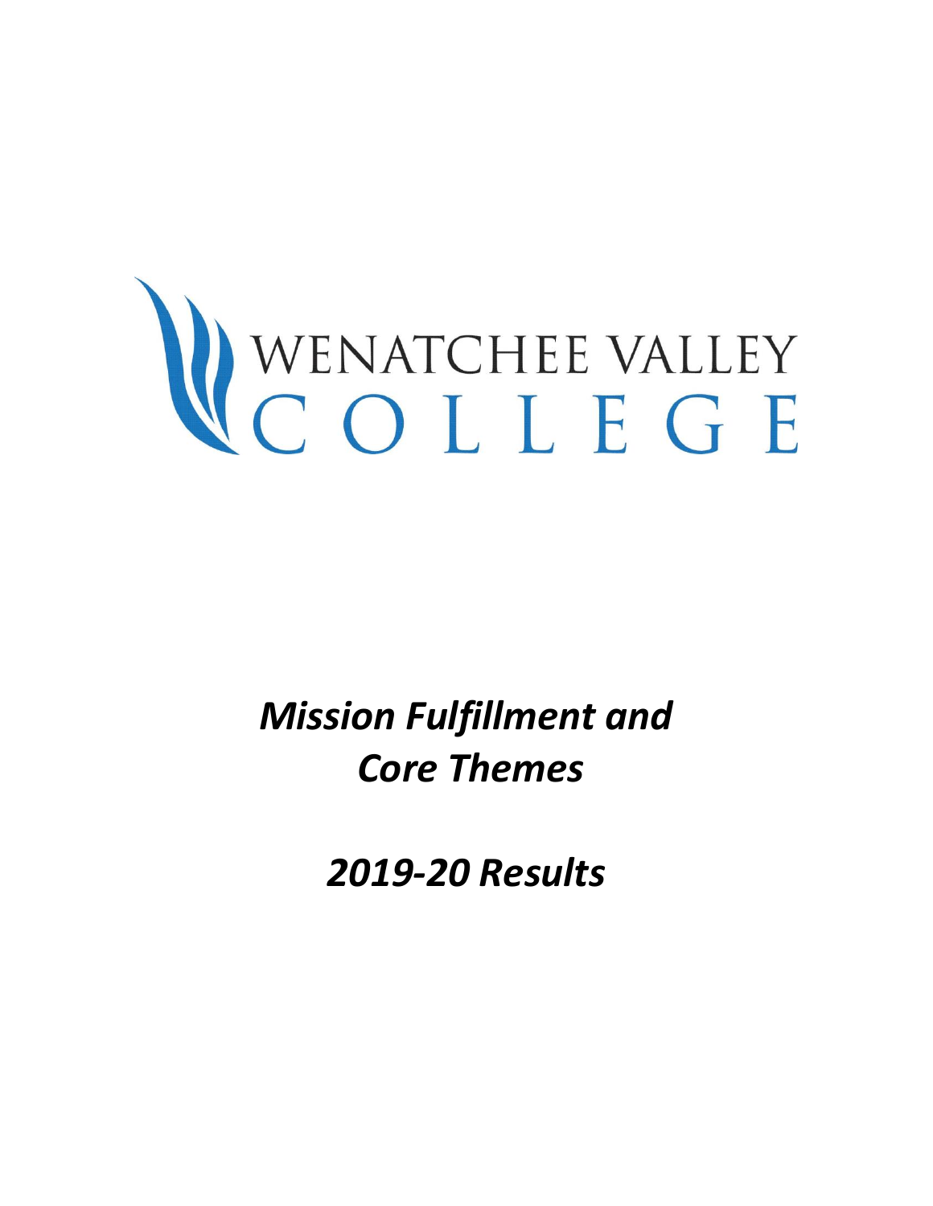WENATCHEE VALLEY COLLEGE

# *Mission Fulfillment and Core Themes*

## *2019-20 Results*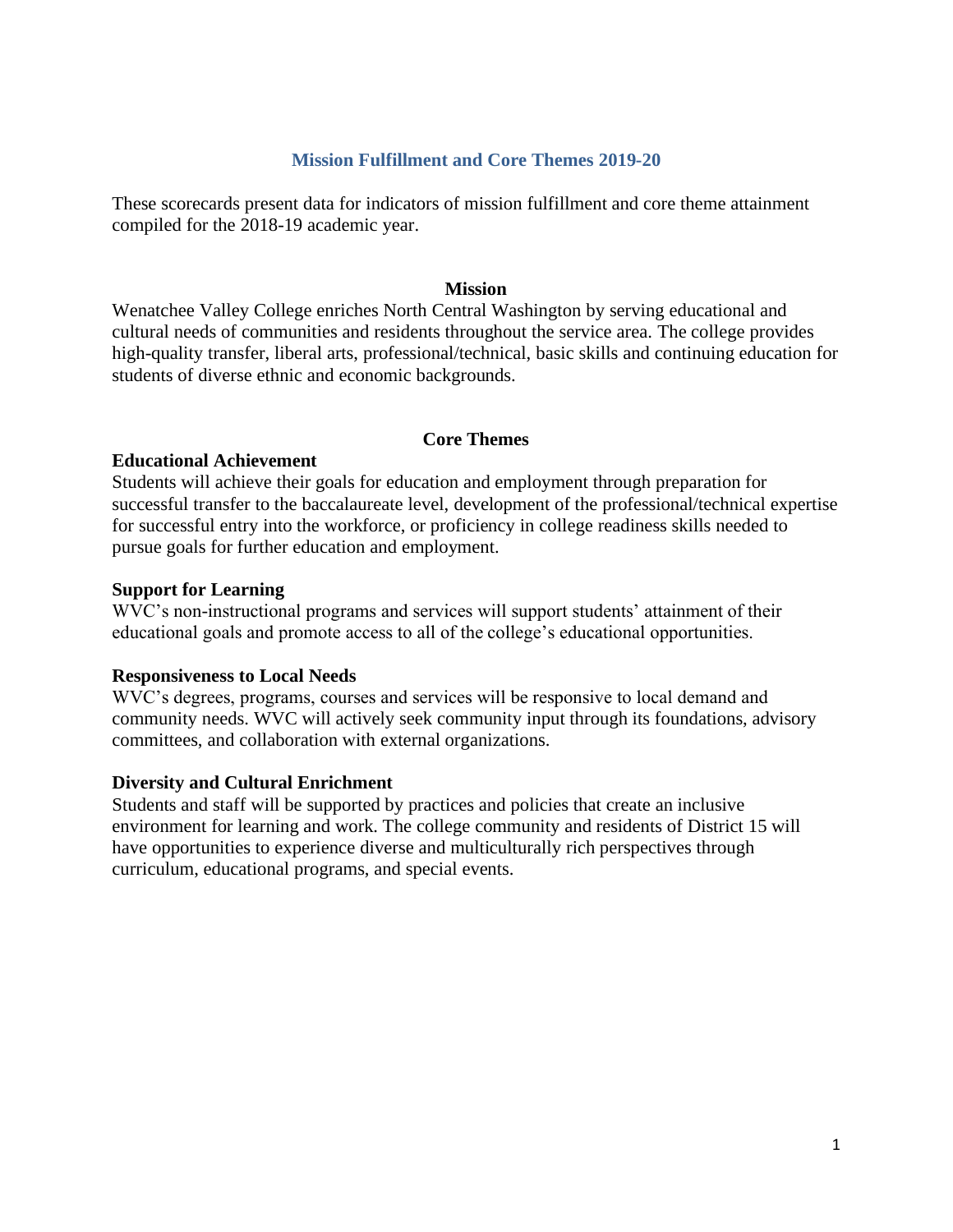# Mission Fulfillment and Core Themes 2019-20

These scorecards present data for indicators of mission fulfillment and core theme attainment compiled for the 2018-19 academic year.

## Mission

Wenatchee Valley College enriches North Central Washington by serving educational and cultural needs of communities and residents throughout the service area. The college provides high-quality transfer, liberal arts, professional/technical, basic skills and continuing education for students of diverse ethnic and economic backgrounds.

## Core Themes

### Educational Achievement

Students will achieve their goals for education and employment through preparation for successful transfer to the baccalaureate level, development of the professional/technical expertise for successful entry into the workforce, or proficiency in college readiness skills needed to pursue goals for further education and employment.

### Support for Learning

WVC's non-instructional programs and services will support students' attainment of their educational goals and promote access to all of the college's educational opportunities.

### Responsiveness to Local Needs

WVC's degrees, programs, courses and services will be responsive to local demand and community needs. WVC will actively seek community input through its foundations, advisory committees, and collaboration with external organizations.

### Diversity and Cultural Enrichment

Students and staff will be supported by practices and policies that create an inclusive environment for learning and work. The college community and residents of District 15 will have opportunities to experience diverse and multiculturally rich perspectives through curriculum, educational programs, and special events.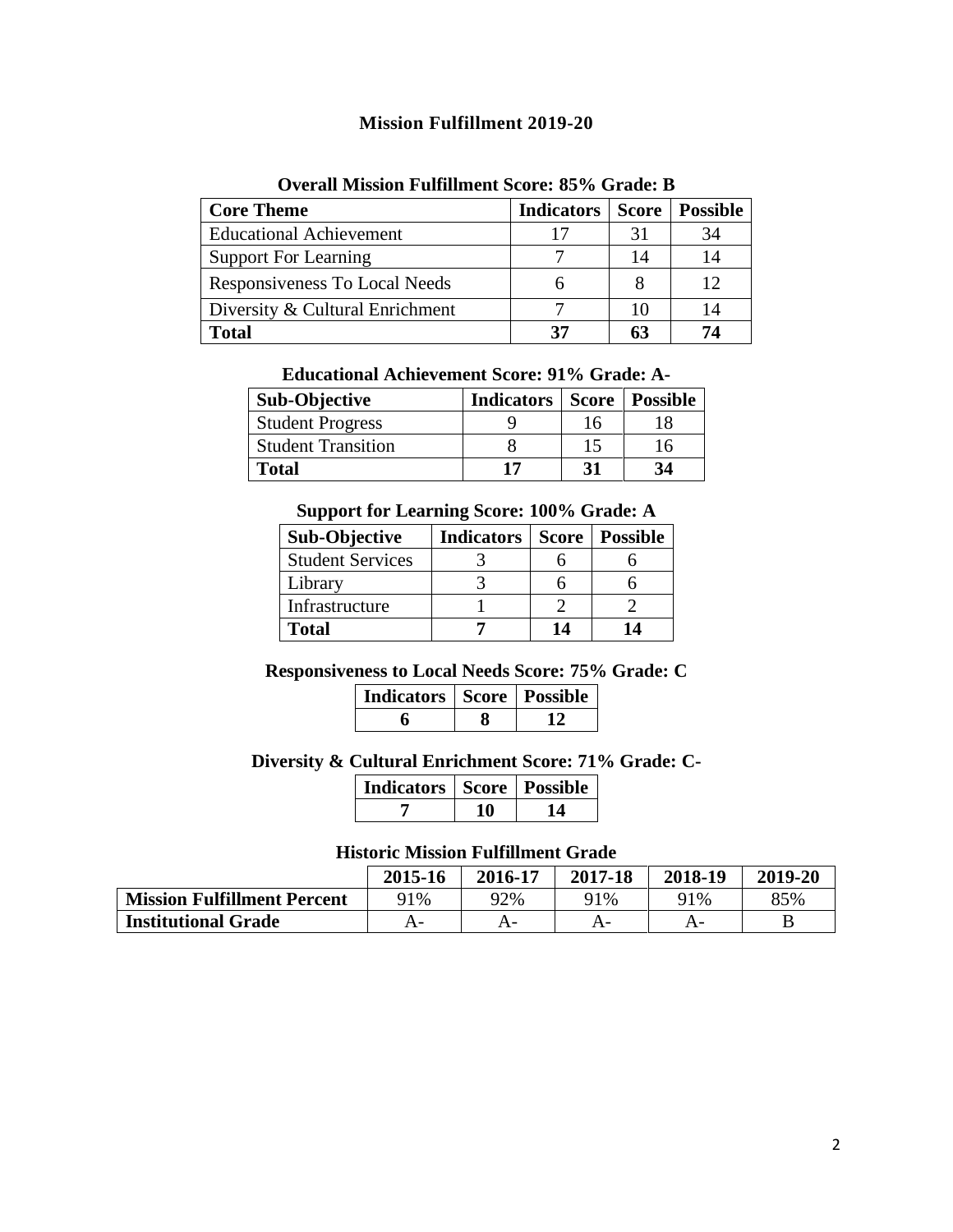# Mission Fulfillment 2019-20

**Overall Mission Fulfillment Score: 85% Grade: B**

| Core Theme | Indicators | Score | Possible |
|---|---|---|---|
| Educational Achievement | 17 | 31 | 34 |
| Support For Learning | 7 | 14 | 14 |
| Responsiveness To Local Needs | 6 | 8 | 12 |
| Diversity & Cultural Enrichment | 7 | 10 | 14 |
| **Total** | **37** | **63** | **74** |

**Educational Achievement Score: 91% Grade: A-**

| Sub-Objective | Indicators | Score | Possible |
|---|---|---|---|
| Student Progress | 9 | 16 | 18 |
| Student Transition | 8 | 15 | 16 |
| **Total** | **17** | **31** | **34** |

**Support for Learning Score: 100% Grade: A**

| Sub-Objective | Indicators | Score | Possible |
|---|---|---|---|
| Student Services | 3 | 6 | 6 |
| Library | 3 | 6 | 6 |
| Infrastructure | 1 | 2 | 2 |
| **Total** | **7** | **14** | **14** |

**Responsiveness to Local Needs Score: 75% Grade: C**

| Indicators | Score | Possible |
|---|---|---|
| **6** | **8** | **12** |

**Diversity & Cultural Enrichment Score: 71% Grade: C-**

| Indicators | Score | Possible |
|---|---|---|
| **7** | **10** | **14** |

**Historic Mission Fulfillment Grade**

| | 2015-16 | 2016-17 | 2017-18 | 2018-19 | 2019-20 |
|---|---|---|---|---|---|
| **Mission Fulfillment Percent** | 91% | 92% | 91% | 91% | 85% |
| **Institutional Grade** | A- | A- | A- | A- | B |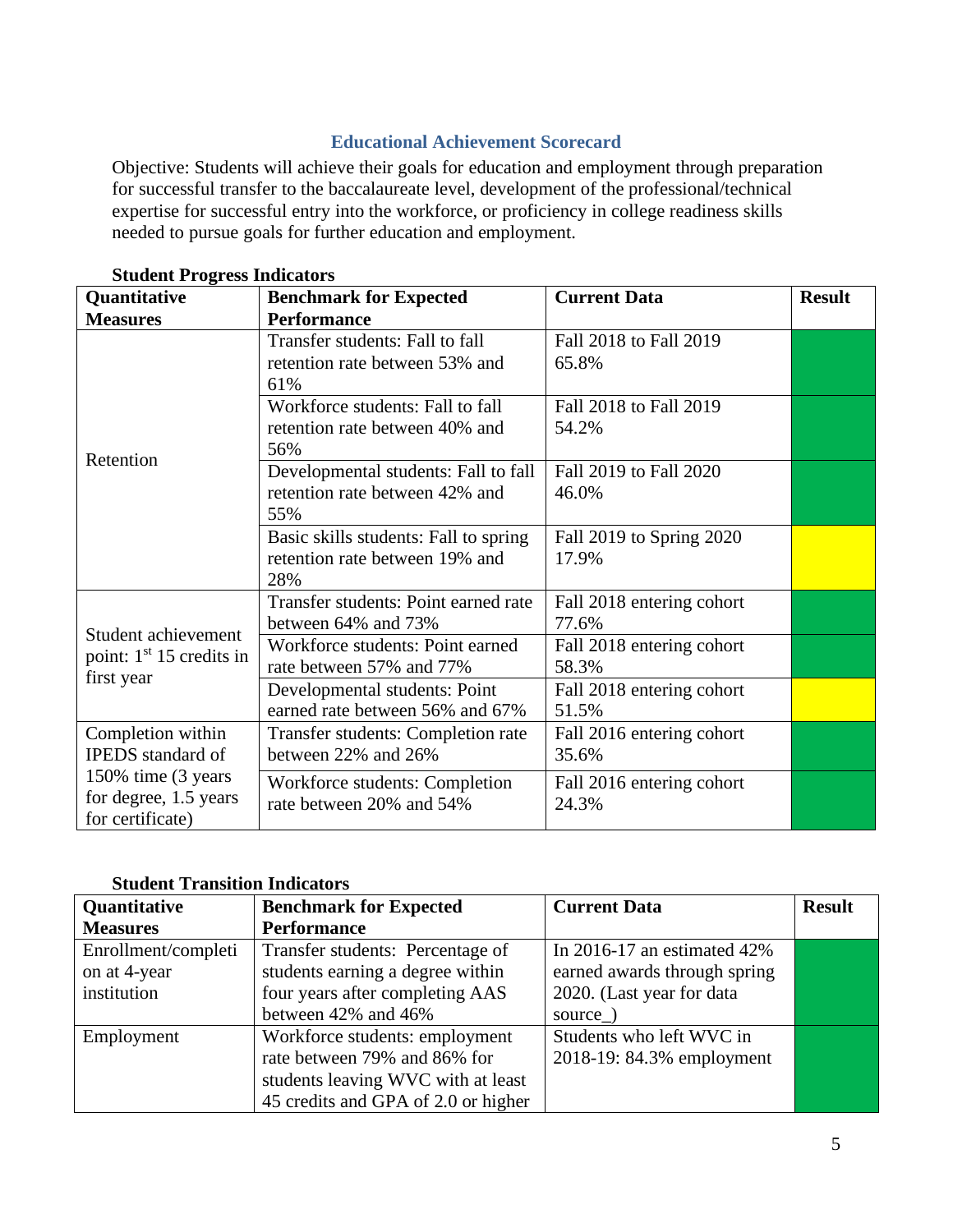### Educational Achievement Scorecard

Objective: Students will achieve their goals for education and employment through preparation for successful transfer to the baccalaureate level, development of the professional/technical expertise for successful entry into the workforce, or proficiency in college readiness skills needed to pursue goals for further education and employment.

**Student Progress Indicators**

| Quantitative Measures | Benchmark for Expected Performance | Current Data | Result |
|---|---|---|---|
| Retention | Transfer students: Fall to fall retention rate between 53% and 61% | Fall 2018 to Fall 2019 65.8% | |
| | Workforce students: Fall to fall retention rate between 40% and 56% | Fall 2018 to Fall 2019 54.2% | |
| | Developmental students: Fall to fall retention rate between 42% and 55% | Fall 2019 to Fall 2020 46.0% | |
| | Basic skills students: Fall to spring retention rate between 19% and 28% | Fall 2019 to Spring 2020 17.9% | |
| Student achievement point: 1st 15 credits in first year | Transfer students: Point earned rate between 64% and 73% | Fall 2018 entering cohort 77.6% | |
| | Workforce students: Point earned rate between 57% and 77% | Fall 2018 entering cohort 58.3% | |
| | Developmental students: Point earned rate between 56% and 67% | Fall 2018 entering cohort 51.5% | |
| Completion within IPEDS standard of 150% time (3 years for degree, 1.5 years for certificate) | Transfer students: Completion rate between 22% and 26% | Fall 2016 entering cohort 35.6% | |
| | Workforce students: Completion rate between 20% and 54% | Fall 2016 entering cohort 24.3% | |

**Student Transition Indicators**

| Quantitative Measures | Benchmark for Expected Performance | Current Data | Result |
|---|---|---|---|
| Enrollment/completion at 4-year institution | Transfer students: Percentage of students earning a degree within four years after completing AAS between 42% and 46% | In 2016-17 an estimated 42% earned awards through spring 2020. (Last year for data source_) | |
| Employment | Workforce students: employment rate between 79% and 86% for students leaving WVC with at least 45 credits and GPA of 2.0 or higher | Students who left WVC in 2018-19: 84.3% employment | |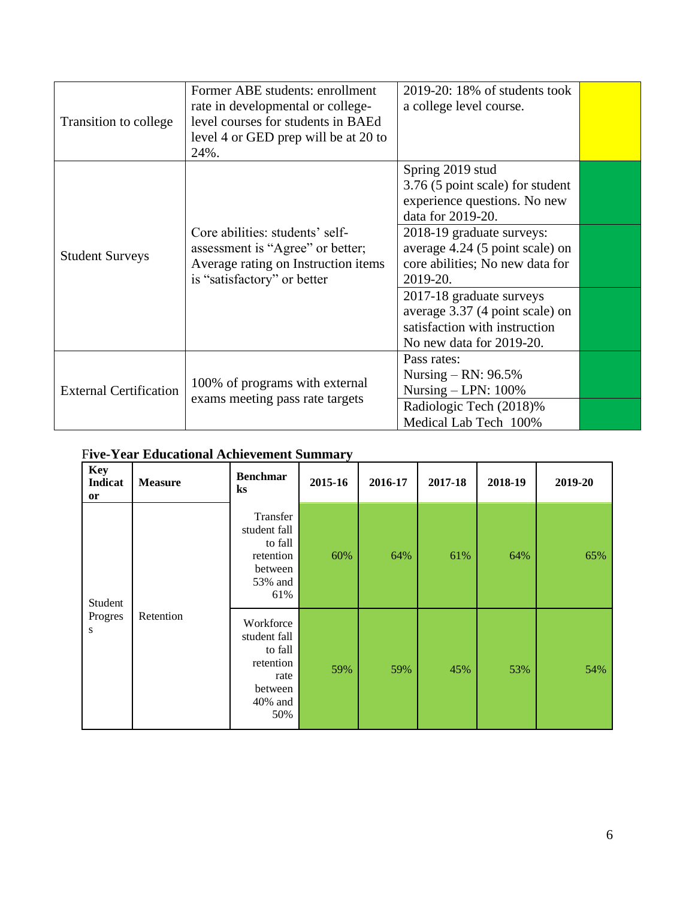| | | | |
|---|---|---|---|
| Transition to college | Former ABE students: enrollment rate in developmental or college-level courses for students in BAEd level 4 or GED prep will be at 20 to 24%. | 2019-20: 18% of students took a college level course. | |
| Student Surveys | Core abilities: students' self-assessment is "Agree" or better; Average rating on Instruction items is "satisfactory" or better | Spring 2019 stud 3.76 (5 point scale) for student experience questions. No new data for 2019-20. | |
| | | 2018-19 graduate surveys: average 4.24 (5 point scale) on core abilities; No new data for 2019-20. | |
| | | 2017-18 graduate surveys average 3.37 (4 point scale) on satisfaction with instruction No new data for 2019-20. | |
| External Certification | 100% of programs with external exams meeting pass rate targets | Pass rates: Nursing – RN: 96.5% Nursing – LPN: 100% | |
| | | Radiologic Tech (2018)% Medical Lab Tech 100% | |

**Five-Year Educational Achievement Summary**

| Key Indicator | Measure | Benchmarks | 2015-16 | 2016-17 | 2017-18 | 2018-19 | 2019-20 |
|---|---|---|---|---|---|---|---|
| Student Progress | Retention | Transfer student fall to fall retention between 53% and 61% | 60% | 64% | 61% | 64% | 65% |
| | | Workforce student fall to fall retention rate between 40% and 50% | 59% | 59% | 45% | 53% | 54% |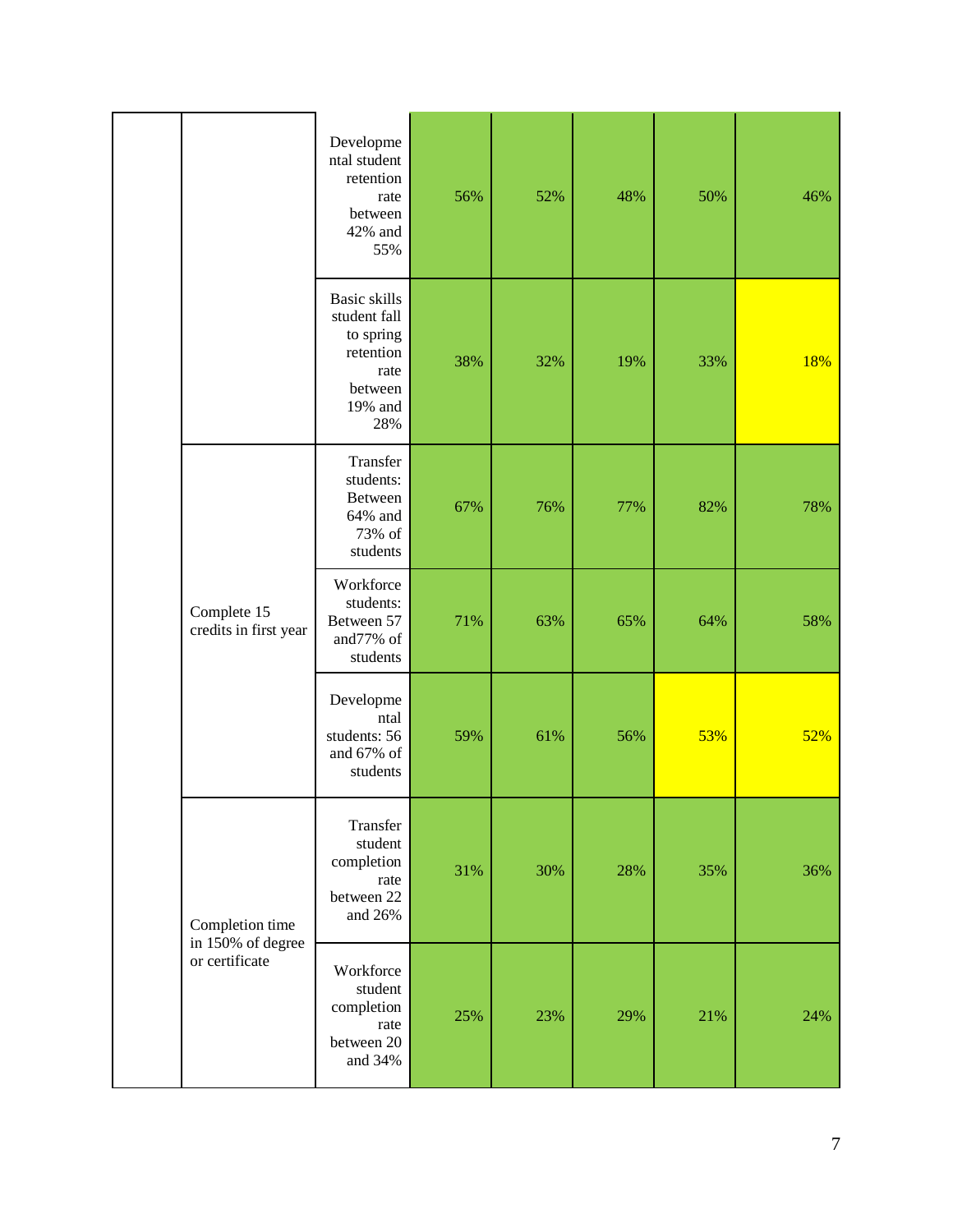| | | | | | | | |
|---|---|---|---|---|---|---|---|
| | | Developmental student retention rate between 42% and 55% | 56% | 52% | 48% | 50% | 46% |
| | | Basic skills student fall to spring retention rate between 19% and 28% | 38% | 32% | 19% | 33% | 18% |
| | Complete 15 credits in first year | Transfer students: Between 64% and 73% of students | 67% | 76% | 77% | 82% | 78% |
| | | Workforce students: Between 57 and77% of students | 71% | 63% | 65% | 64% | 58% |
| | | Developmental students: 56 and 67% of students | 59% | 61% | 56% | 53% | 52% |
| | Completion time in 150% of degree or certificate | Transfer student completion rate between 22 and 26% | 31% | 30% | 28% | 35% | 36% |
| | | Workforce student completion rate between 20 and 34% | 25% | 23% | 29% | 21% | 24% |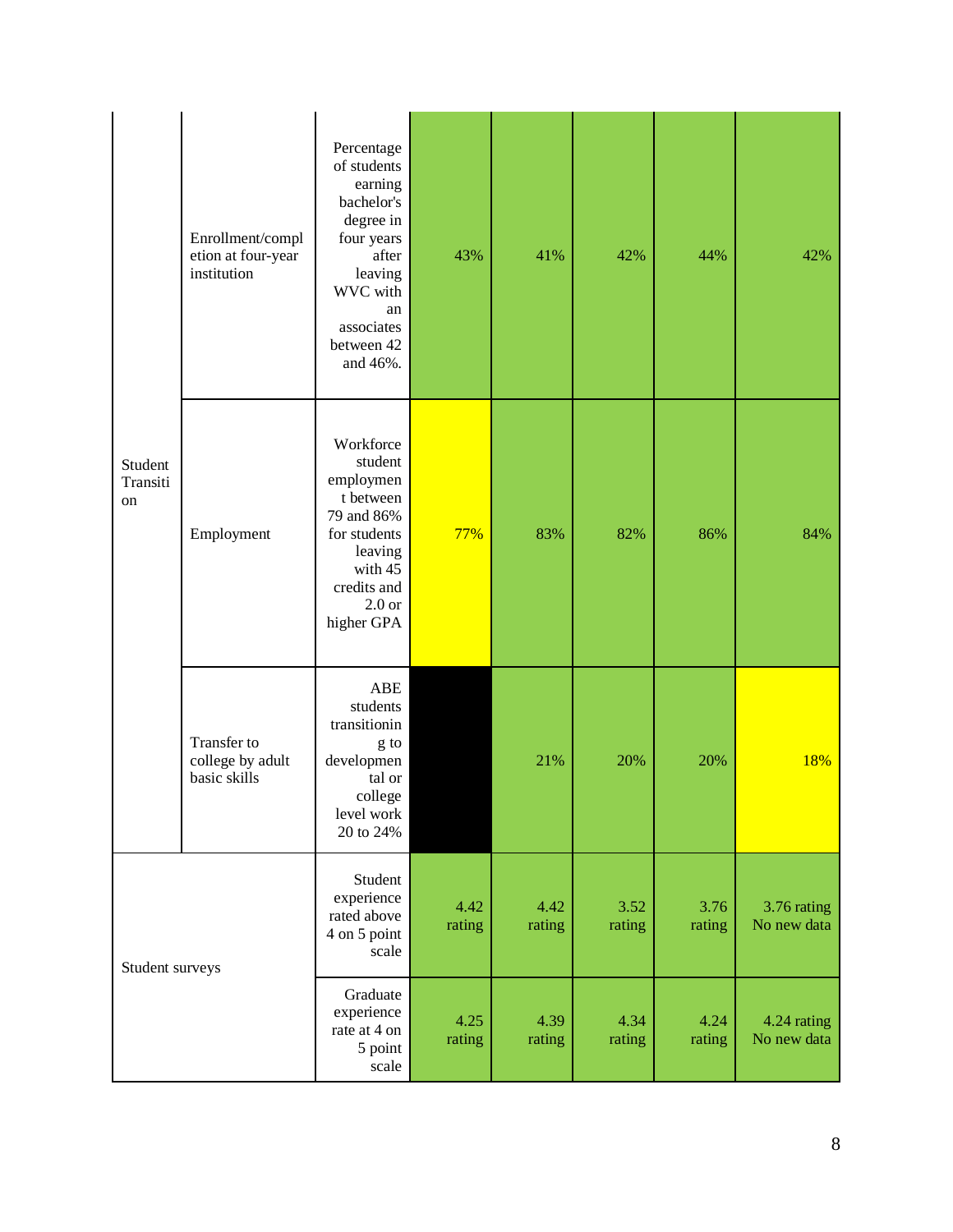| | | | | | | | |
|---|---|---|---|---|---|---|---|
| Student Transition | Enrollment/completion at four-year institution | Percentage of students earning bachelor's degree in four years after leaving WVC with an associates between 42 and 46%. | 43% | 41% | 42% | 44% | 42% |
| | Employment | Workforce student employment between 79 and 86% for students leaving with 45 credits and 2.0 or higher GPA | 77% | 83% | 82% | 86% | 84% |
| | Transfer to college by adult basic skills | ABE students transitioning to developmental or college level work 20 to 24% | | 21% | 20% | 20% | 18% |
| Student surveys | | Student experience rated above 4 on 5 point scale | 4.42 rating | 4.42 rating | 3.52 rating | 3.76 rating | 3.76 rating No new data |
| | | Graduate experience rate at 4 on 5 point scale | 4.25 rating | 4.39 rating | 4.34 rating | 4.24 rating | 4.24 rating No new data |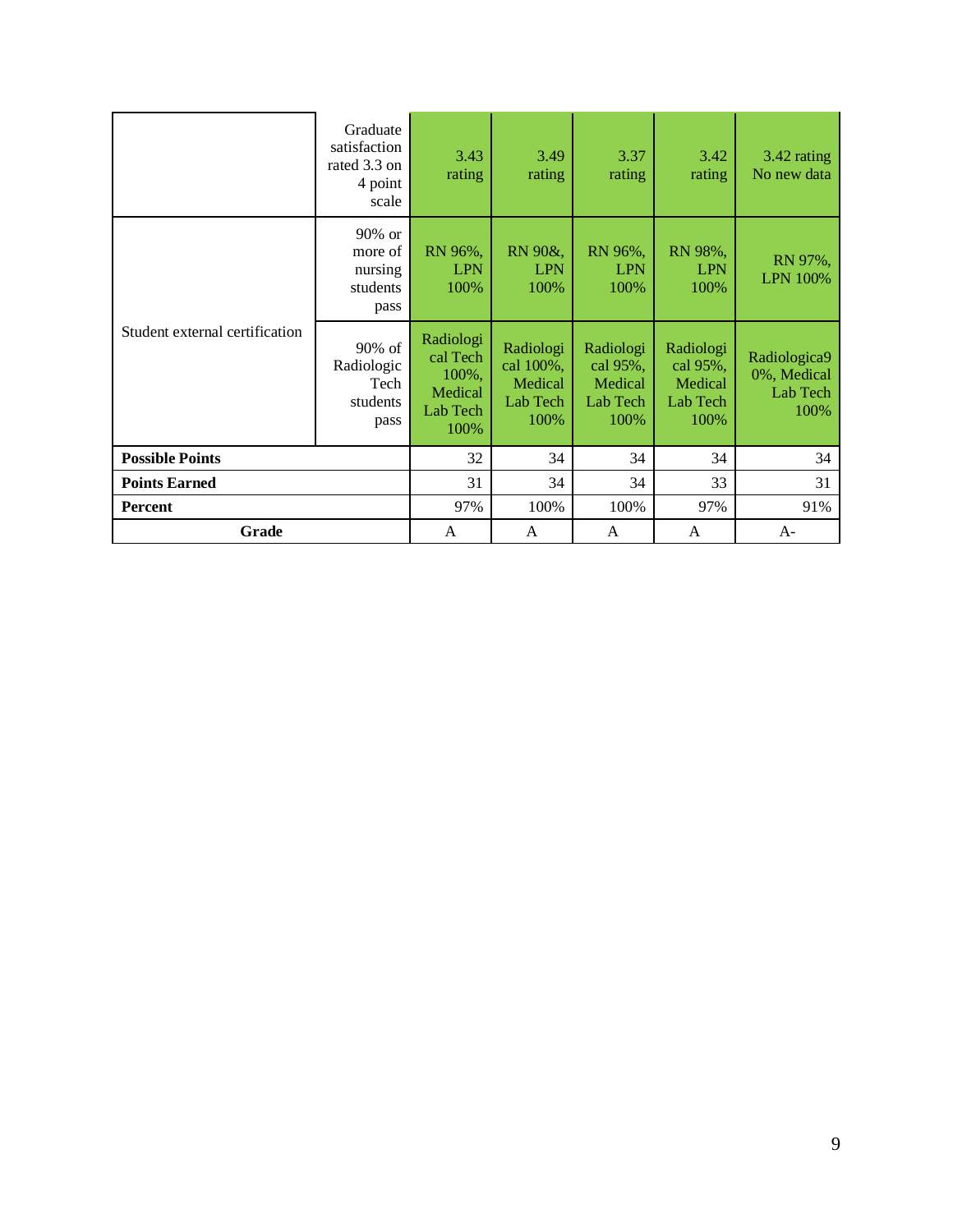| | | | | | | |
|---|---|---|---|---|---|---|
| | Graduate satisfaction rated 3.3 on 4 point scale | 3.43 rating | 3.49 rating | 3.37 rating | 3.42 rating | 3.42 rating No new data |
| Student external certification | 90% or more of nursing students pass | RN 96%, LPN 100% | RN 90&, LPN 100% | RN 96%, LPN 100% | RN 98%, LPN 100% | RN 97%, LPN 100% |
| | 90% of Radiologic Tech students pass | Radiological Tech 100%, Medical Lab Tech 100% | Radiological 100%, Medical Lab Tech 100% | Radiological 95%, Medical Lab Tech 100% | Radiological 95%, Medical Lab Tech 100% | Radiologica90%, Medical Lab Tech 100% |
| **Possible Points** | | 32 | 34 | 34 | 34 | 34 |
| **Points Earned** | | 31 | 34 | 34 | 33 | 31 |
| **Percent** | | 97% | 100% | 100% | 97% | 91% |
| **Grade** | | A | A | A | A | A- |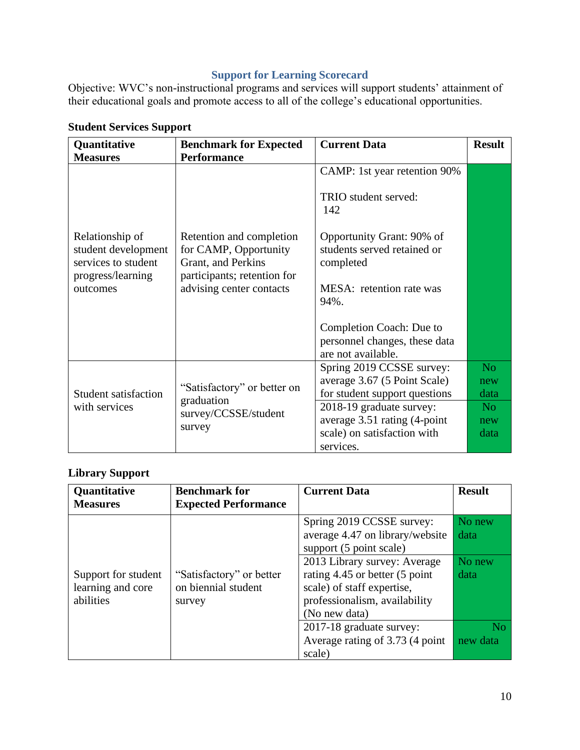## Support for Learning Scorecard

Objective: WVC's non-instructional programs and services will support students' attainment of their educational goals and promote access to all of the college's educational opportunities.

### Student Services Support

| Quantitative Measures | Benchmark for Expected Performance | Current Data | Result |
|---|---|---|---|
| Relationship of student development services to student progress/learning outcomes | Retention and completion for CAMP, Opportunity Grant, and Perkins participants; retention for advising center contacts | CAMP: 1st year retention 90%<br><br>TRIO student served: 142<br><br>Opportunity Grant: 90% of students served retained or completed<br><br>MESA: retention rate was 94%.<br><br>Completion Coach: Due to personnel changes, these data are not available. | |
| Student satisfaction with services | "Satisfactory" or better on graduation survey/CCSSE/student survey | Spring 2019 CCSSE survey: average 3.67 (5 Point Scale) for student support questions | No new data |
| | | 2018-19 graduate survey: average 3.51 rating (4-point scale) on satisfaction with services. | No new data |

### Library Support

| Quantitative Measures | Benchmark for Expected Performance | Current Data | Result |
|---|---|---|---|
| Support for student learning and core abilities | "Satisfactory" or better on biennial student survey | Spring 2019 CCSSE survey: average 4.47 on library/website support (5 point scale) | No new data |
| | | 2013 Library survey: Average rating 4.45 or better (5 point scale) of staff expertise, professionalism, availability (No new data) | No new data |
| | | 2017-18 graduate survey: Average rating of 3.73 (4 point scale) | No new data |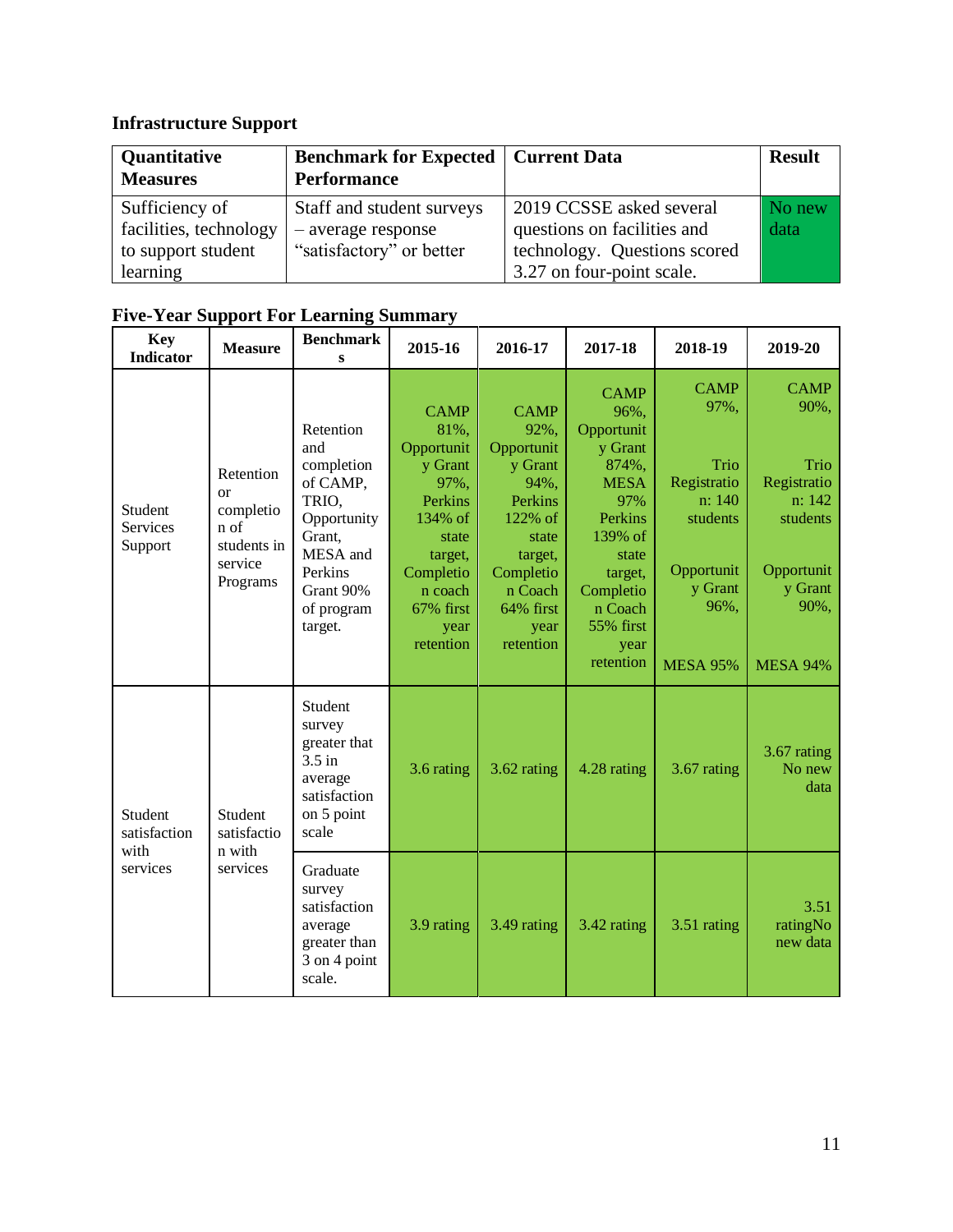**Infrastructure Support**

| Quantitative Measures | Benchmark for Expected Performance | Current Data | Result |
|---|---|---|---|
| Sufficiency of facilities, technology to support student learning | Staff and student surveys – average response "satisfactory" or better | 2019 CCSSE asked several questions on facilities and technology. Questions scored 3.27 on four-point scale. | No new data |

**Five-Year Support For Learning Summary**

| Key Indicator | Measure | Benchmarks | 2015-16 | 2016-17 | 2017-18 | 2018-19 | 2019-20 |
|---|---|---|---|---|---|---|---|
| Student Services Support | Retention or completion of students in service Programs | Retention and completion of CAMP, TRIO, Opportunity Grant, MESA and Perkins Grant 90% of program target. | CAMP 81%, Opportunity Grant 97%, Perkins 134% of state target, Completion coach 67% first year retention | CAMP 92%, Opportunity Grant 94%, Perkins 122% of state target, Completion Coach 64% first year retention | CAMP 96%, Opportunity Grant 874%, MESA 97% Perkins 139% of state target, Completion Coach 55% first year retention | CAMP 97%, Trio Registration: 140 students Opportunity Grant 96%, MESA 95% | CAMP 90%, Trio Registration: 142 students Opportunity Grant 90%, MESA 94% |
| Student satisfaction with services | Student satisfaction with services | Student survey greater that 3.5 in average satisfaction on 5 point scale | 3.6 rating | 3.62 rating | 4.28 rating | 3.67 rating | 3.67 rating No new data |
| | | Graduate survey satisfaction average greater than 3 on 4 point scale. | 3.9 rating | 3.49 rating | 3.42 rating | 3.51 rating | 3.51 ratingNo new data |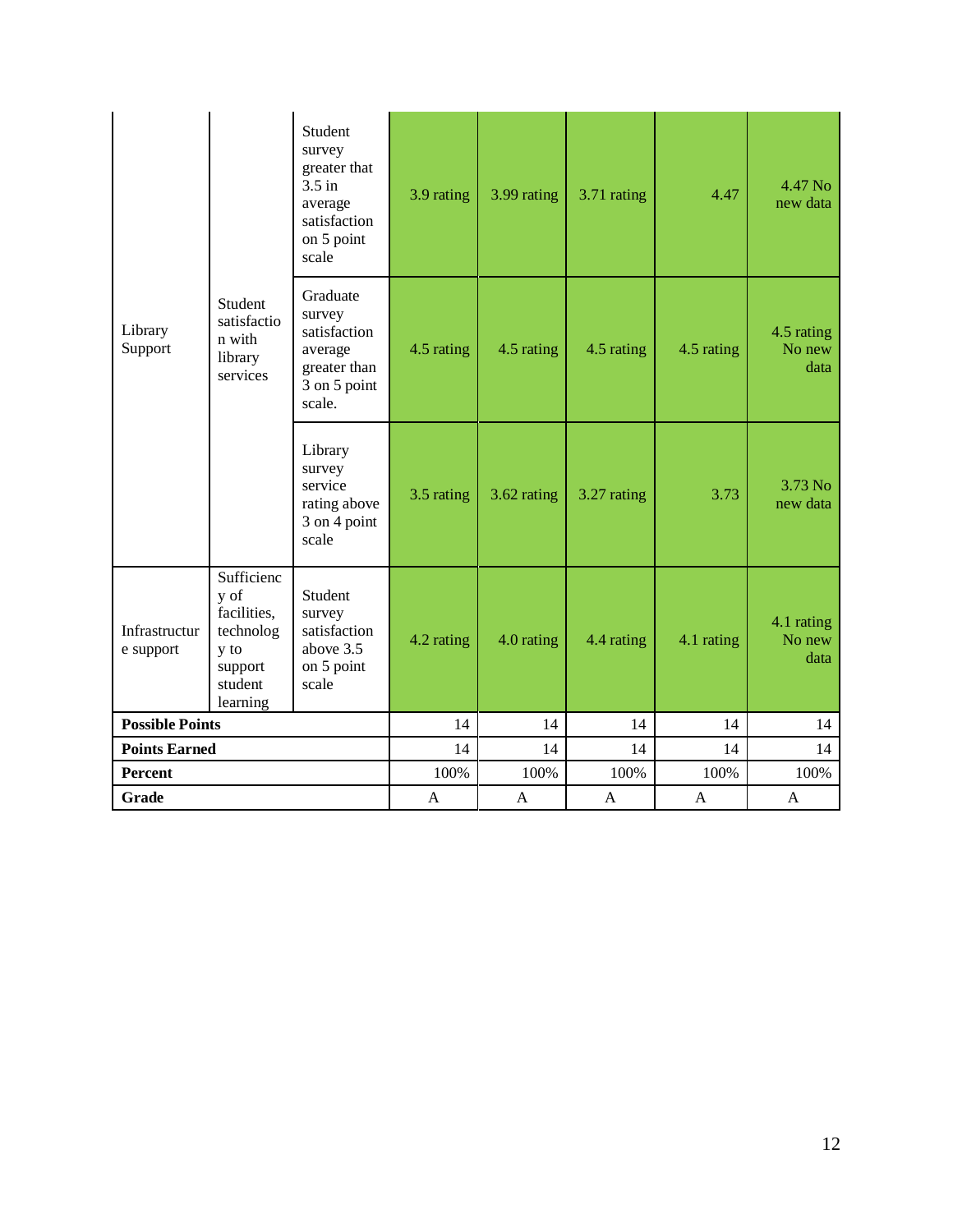| | | | | | | | |
|---|---|---|---|---|---|---|---|
| Library Support | Student satisfaction with library services | Student survey greater that 3.5 in average satisfaction on 5 point scale | 3.9 rating | 3.99 rating | 3.71 rating | 4.47 | 4.47 No new data |
| | | Graduate survey satisfaction average greater than 3 on 5 point scale. | 4.5 rating | 4.5 rating | 4.5 rating | 4.5 rating | 4.5 rating No new data |
| | | Library survey service rating above 3 on 4 point scale | 3.5 rating | 3.62 rating | 3.27 rating | 3.73 | 3.73 No new data |
| Infrastructure support | Sufficiency of facilities, technology to support student learning | Student survey satisfaction above 3.5 on 5 point scale | 4.2 rating | 4.0 rating | 4.4 rating | 4.1 rating | 4.1 rating No new data |
| **Possible Points** | | | 14 | 14 | 14 | 14 | 14 |
| **Points Earned** | | | 14 | 14 | 14 | 14 | 14 |
| **Percent** | | | 100% | 100% | 100% | 100% | 100% |
| **Grade** | | | A | A | A | A | A |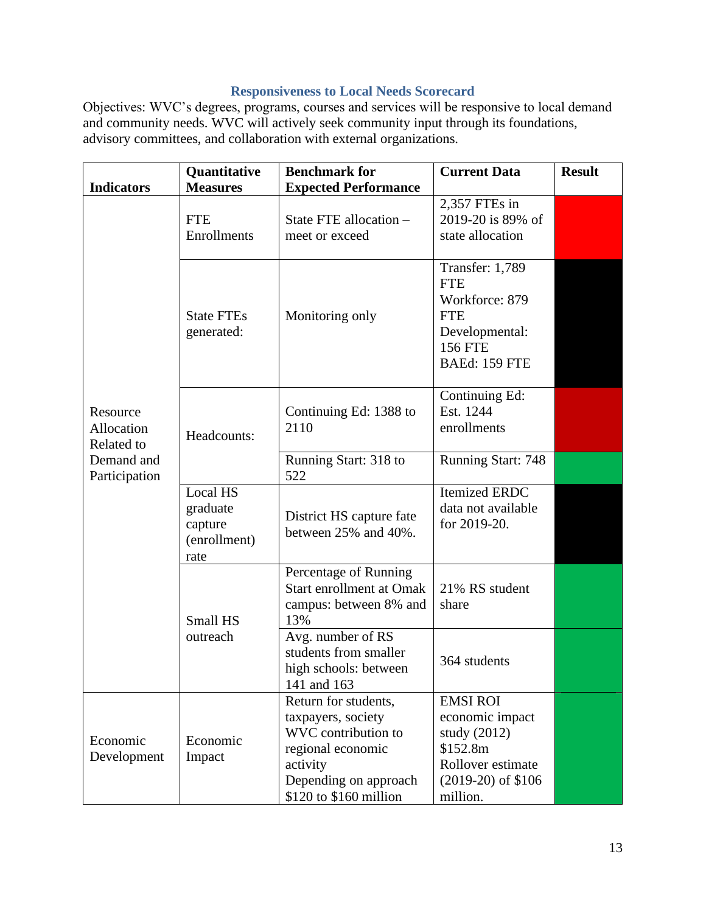## Responsiveness to Local Needs Scorecard

Objectives: WVC's degrees, programs, courses and services will be responsive to local demand and community needs. WVC will actively seek community input through its foundations, advisory committees, and collaboration with external organizations.

| Indicators | Quantitative Measures | Benchmark for Expected Performance | Current Data | Result |
|---|---|---|---|---|
| Resource Allocation Related to Demand and Participation | FTE Enrollments | State FTE allocation – meet or exceed | 2,357 FTEs in 2019-20 is 89% of state allocation | |
| | State FTEs generated: | Monitoring only | Transfer: 1,789 FTE<br>Workforce: 879 FTE<br>Developmental: 156 FTE<br>BAEd: 159 FTE | |
| | Headcounts: | Continuing Ed: 1388 to 2110 | Continuing Ed: Est. 1244 enrollments | |
| | | Running Start: 318 to 522 | Running Start: 748 | |
| | Local HS graduate capture (enrollment) rate | District HS capture fate between 25% and 40%. | Itemized ERDC data not available for 2019-20. | |
| | Small HS outreach | Percentage of Running Start enrollment at Omak campus: between 8% and 13% | 21% RS student share | |
| | | Avg. number of RS students from smaller high schools: between 141 and 163 | 364 students | |
| Economic Development | Economic Impact | Return for students, taxpayers, society<br>WVC contribution to regional economic activity<br>Depending on approach $120 to $160 million | EMSI ROI economic impact study (2012) $152.8m<br>Rollover estimate (2019-20) of $106 million. | |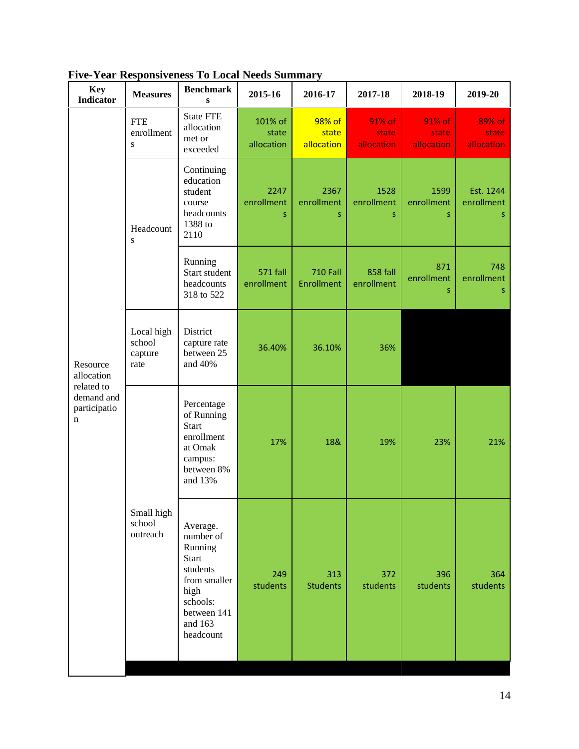**Five-Year Responsiveness To Local Needs Summary**

| Key Indicator | Measures | Benchmarks | 2015-16 | 2016-17 | 2017-18 | 2018-19 | 2019-20 |
|---|---|---|---|---|---|---|---|
| Resource allocation related to demand and participation | FTE enrollments | State FTE allocation met or exceeded | 101% of state allocation | 98% of state allocation | 91% of state allocation | 91% of state allocation | 89% of state allocation |
| | Headcounts | Continuing education student course headcounts 1388 to 2110 | 2247 enrollments | 2367 enrollments | 1528 enrollments | 1599 enrollments | Est. 1244 enrollments |
| | | Running Start student headcounts 318 to 522 | 571 fall enrollment | 710 Fall Enrollment | 858 fall enrollment | 871 enrollments | 748 enrollments |
| | Local high school capture rate | District capture rate between 25 and 40% | 36.40% | 36.10% | 36% | | |
| | Small high school outreach | Percentage of Running Start enrollment at Omak campus: between 8% and 13% | 17% | 18& | 19% | 23% | 21% |
| | | Average. number of Running Start students from smaller high schools: between 141 and 163 headcount | 249 students | 313 Students | 372 students | 396 students | 364 students |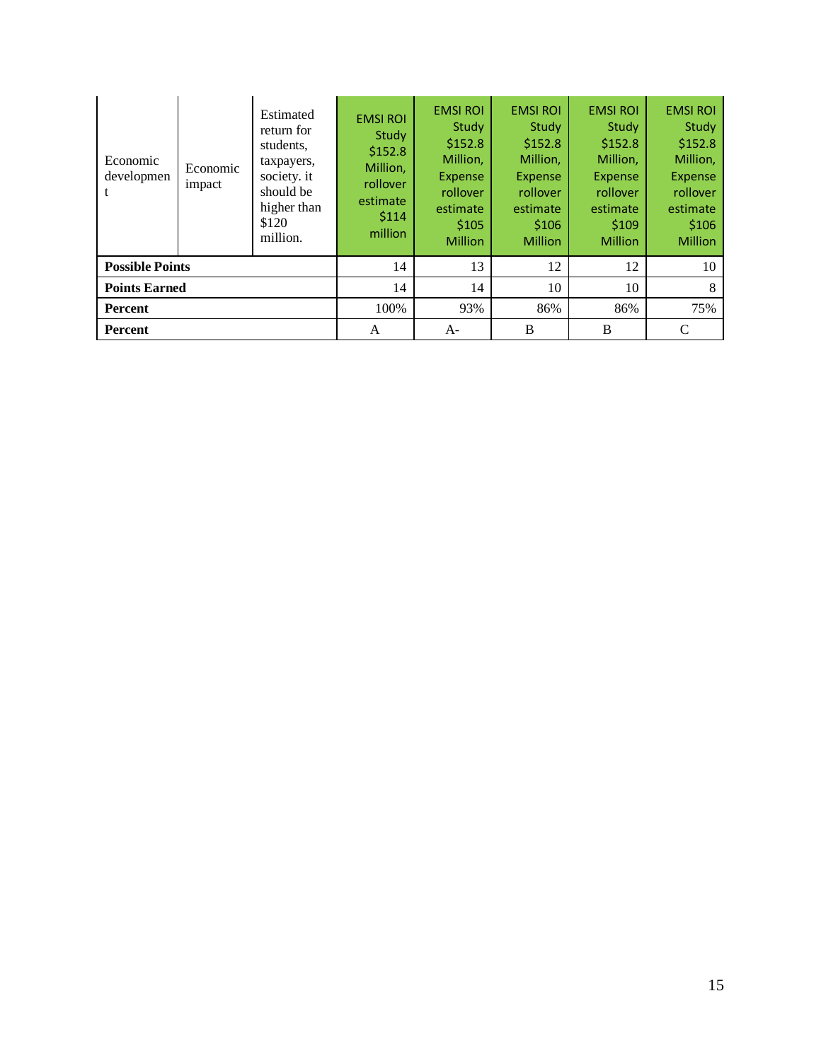| | | | | | | | |
|---|---|---|---|---|---|---|---|
| Economic development | Economic impact | Estimated return for students, taxpayers, society. it should be higher than $120 million. | EMSI ROI Study $152.8 Million, rollover estimate $114 million | EMSI ROI Study $152.8 Million, Expense rollover estimate $105 Million | EMSI ROI Study $152.8 Million, Expense rollover estimate $106 Million | EMSI ROI Study $152.8 Million, Expense rollover estimate $109 Million | EMSI ROI Study $152.8 Million, Expense rollover estimate $106 Million |
| **Possible Points** | | | 14 | 13 | 12 | 12 | 10 |
| **Points Earned** | | | 14 | 14 | 10 | 10 | 8 |
| **Percent** | | | 100% | 93% | 86% | 86% | 75% |
| **Percent** | | | A | A- | B | B | C |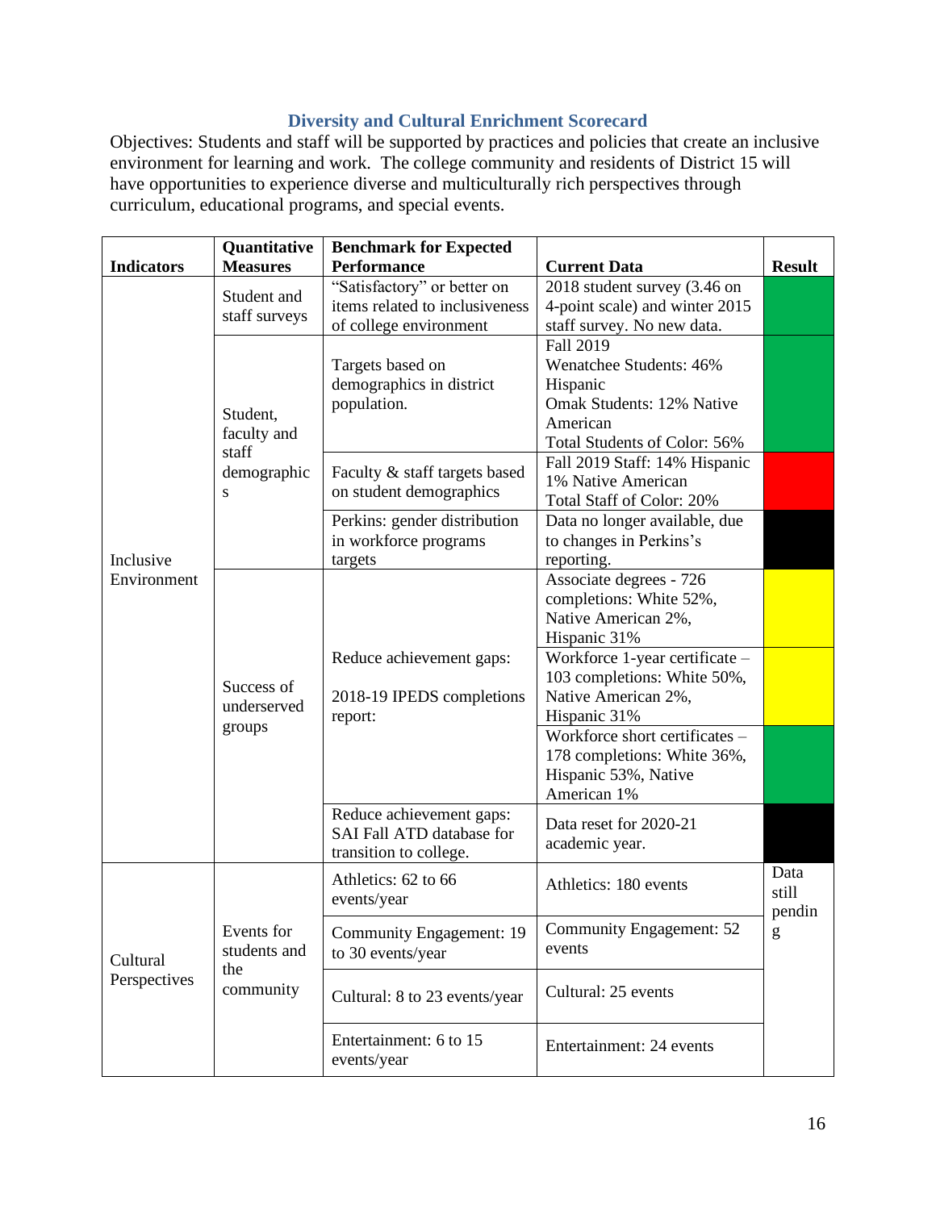## Diversity and Cultural Enrichment Scorecard

Objectives: Students and staff will be supported by practices and policies that create an inclusive environment for learning and work. The college community and residents of District 15 will have opportunities to experience diverse and multiculturally rich perspectives through curriculum, educational programs, and special events.

| Indicators | Quantitative Measures | Benchmark for Expected Performance | Current Data | Result |
|---|---|---|---|---|
| Inclusive Environment | Student and staff surveys | "Satisfactory" or better on items related to inclusiveness of college environment | 2018 student survey (3.46 on 4-point scale) and winter 2015 staff survey. No new data. | |
| | Student, faculty and staff demographics | Targets based on demographics in district population. | Fall 2019<br>Wenatchee Students: 46% Hispanic<br>Omak Students: 12% Native American<br>Total Students of Color: 56% | |
| | | Faculty & staff targets based on student demographics | Fall 2019 Staff: 14% Hispanic 1% Native American<br>Total Staff of Color: 20% | |
| | | Perkins: gender distribution in workforce programs targets | Data no longer available, due to changes in Perkins's reporting. | |
| | Success of underserved groups | Reduce achievement gaps:<br><br>2018-19 IPEDS completions report: | Associate degrees - 726 completions: White 52%, Native American 2%, Hispanic 31% | |
| | | | Workforce 1-year certificate – 103 completions: White 50%, Native American 2%, Hispanic 31% | |
| | | | Workforce short certificates – 178 completions: White 36%, Hispanic 53%, Native American 1% | |
| | | Reduce achievement gaps: SAI Fall ATD database for transition to college. | Data reset for 2020-21 academic year. | |
| Cultural Perspectives | Events for students and the community | Athletics: 62 to 66 events/year | Athletics: 180 events | Data still pending |
| | | Community Engagement: 19 to 30 events/year | Community Engagement: 52 events | |
| | | Cultural: 8 to 23 events/year | Cultural: 25 events | |
| | | Entertainment: 6 to 15 events/year | Entertainment: 24 events | |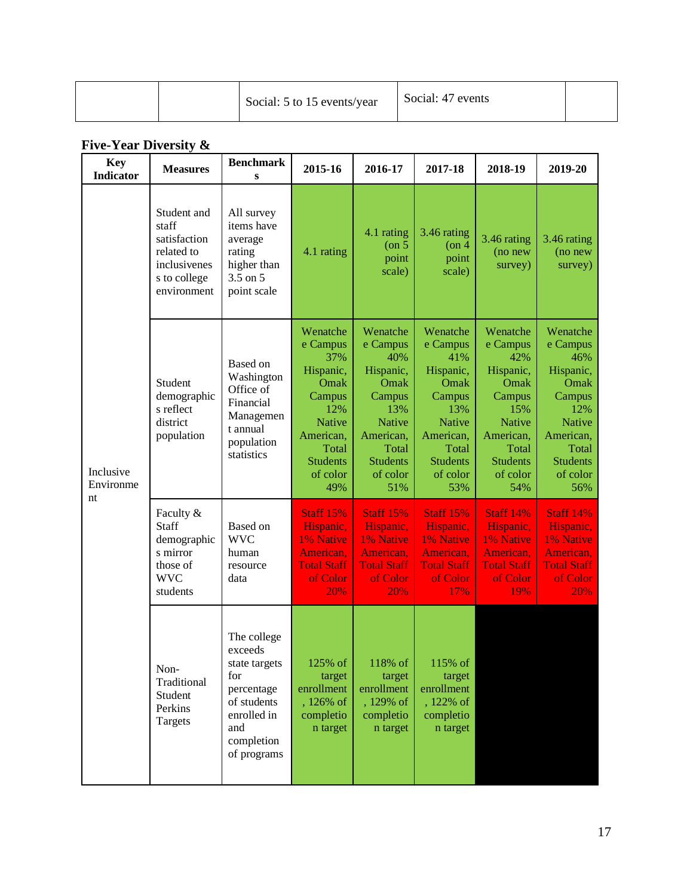| | | Social: 5 to 15 events/year | Social: 47 events | |
|---|---|---|---|---|

**Five-Year Diversity &**

| Key Indicator | Measures | Benchmarks | 2015-16 | 2016-17 | 2017-18 | 2018-19 | 2019-20 |
|---|---|---|---|---|---|---|---|
| Inclusive Environment | Student and staff satisfaction related to inclusiveness to college environment | All survey items have average rating higher than 3.5 on 5 point scale | 4.1 rating | 4.1 rating (on 5 point scale) | 3.46 rating (on 4 point scale) | 3.46 rating (no new survey) | 3.46 rating (no new survey) |
| | Student demographics reflect district population | Based on Washington Office of Financial Management annual population statistics | Wenatchee Campus 37% Hispanic, Omak Campus 12% Native American, Total Students of color 49% | Wenatchee Campus 40% Hispanic, Omak Campus 13% Native American, Total Students of color 51% | Wenatchee Campus 41% Hispanic, Omak Campus 13% Native American, Total Students of color 53% | Wenatchee Campus 42% Hispanic, Omak Campus 15% Native American, Total Students of color 54% | Wenatchee Campus 46% Hispanic, Omak Campus 12% Native American, Total Students of color 56% |
| | Faculty & Staff demographics mirror those of WVC students | Based on WVC human resource data | Staff 15% Hispanic, 1% Native American, Total Staff of Color 20% | Staff 15% Hispanic, 1% Native American, Total Staff of Color 20% | Staff 15% Hispanic, 1% Native American, Total Staff of Color 17% | Staff 14% Hispanic, 1% Native American, Total Staff of Color 19% | Staff 14% Hispanic, 1% Native American, Total Staff of Color 20% |
| | Non-Traditional Student Perkins Targets | The college exceeds state targets for percentage of students enrolled in and completion of programs | 125% of target enrollment, 126% of completion target | 118% of target enrollment, 129% of completion target | 115% of target enrollment, 122% of completion target | | |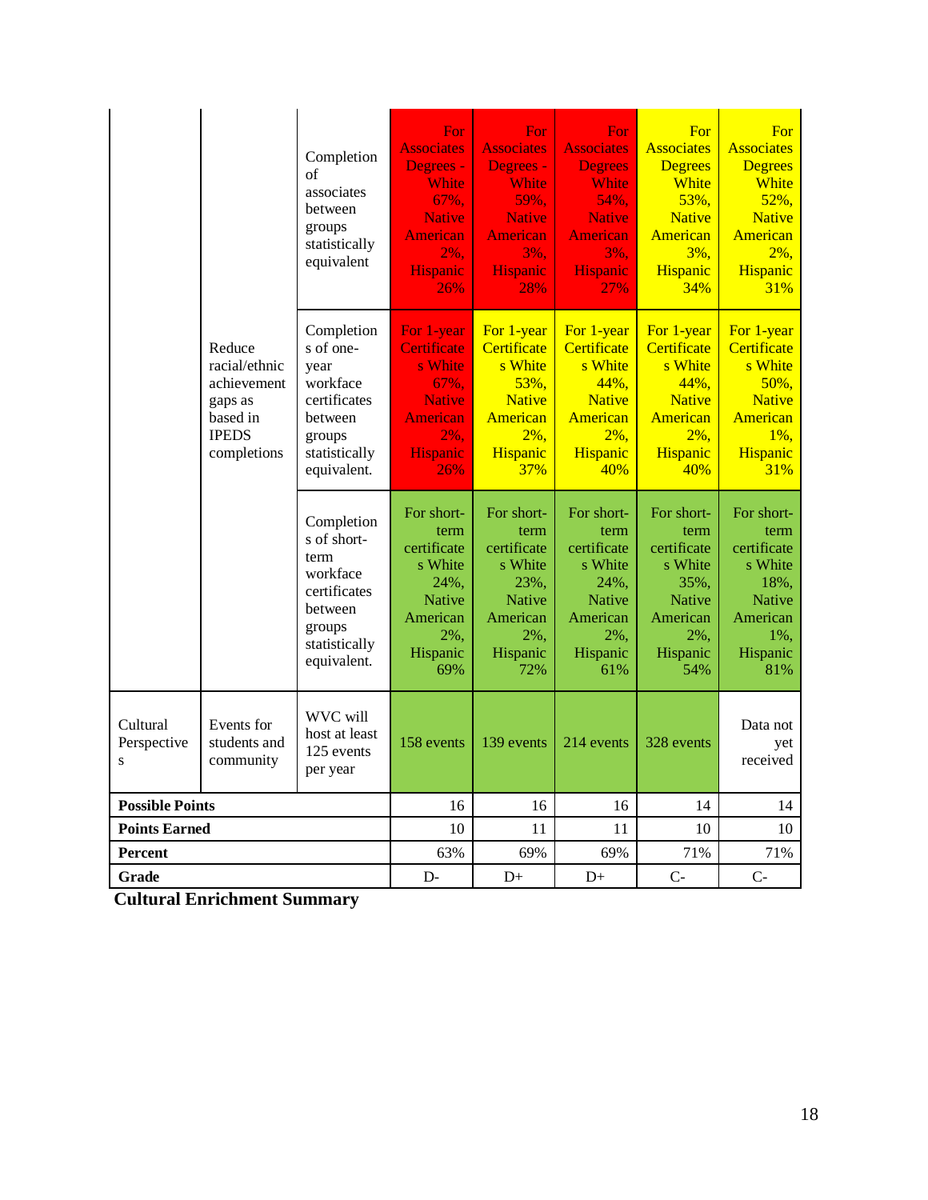| | | | | | | | |
|---|---|---|---|---|---|---|---|
| | | Completion of associates between groups statistically equivalent | For Associates Degrees - White 67%, Native American 2%, Hispanic 26% | For Associates Degrees - White 59%, Native American 3%, Hispanic 28% | For Associates Degrees White 54%, Native American 3%, Hispanic 27% | For Associates Degrees White 53%, Native American 3%, Hispanic 34% | For Associates Degrees White 52%, Native American 2%, Hispanic 31% |
| | Reduce racial/ethnic achievement gaps as based in IPEDS completions | Completions of one-year workforce certificates between groups statistically equivalent. | For 1-year Certificates White 67%, Native American 2%, Hispanic 26% | For 1-year Certificates White 53%, Native American 2%, Hispanic 37% | For 1-year Certificates White 44%, Native American 2%, Hispanic 40% | For 1-year Certificates White 44%, Native American 2%, Hispanic 40% | For 1-year Certificates White 50%, Native American 1%, Hispanic 31% |
| | | Completions of short-term workforce certificates between groups statistically equivalent. | For short-term certificates White 24%, Native American 2%, Hispanic 69% | For short-term certificates White 23%, Native American 2%, Hispanic 72% | For short-term certificates White 24%, Native American 2%, Hispanic 61% | For short-term certificates White 35%, Native American 2%, Hispanic 54% | For short-term certificates White 18%, Native American 1%, Hispanic 81% |
| Cultural Perspectives | Events for students and community | WVC will host at least 125 events per year | 158 events | 139 events | 214 events | 328 events | Data not yet received |
| **Possible Points** | | | 16 | 16 | 16 | 14 | 14 |
| **Points Earned** | | | 10 | 11 | 11 | 10 | 10 |
| **Percent** | | | 63% | 69% | 69% | 71% | 71% |
| **Grade** | | | D- | D+ | D+ | C- | C- |

**Cultural Enrichment Summary**